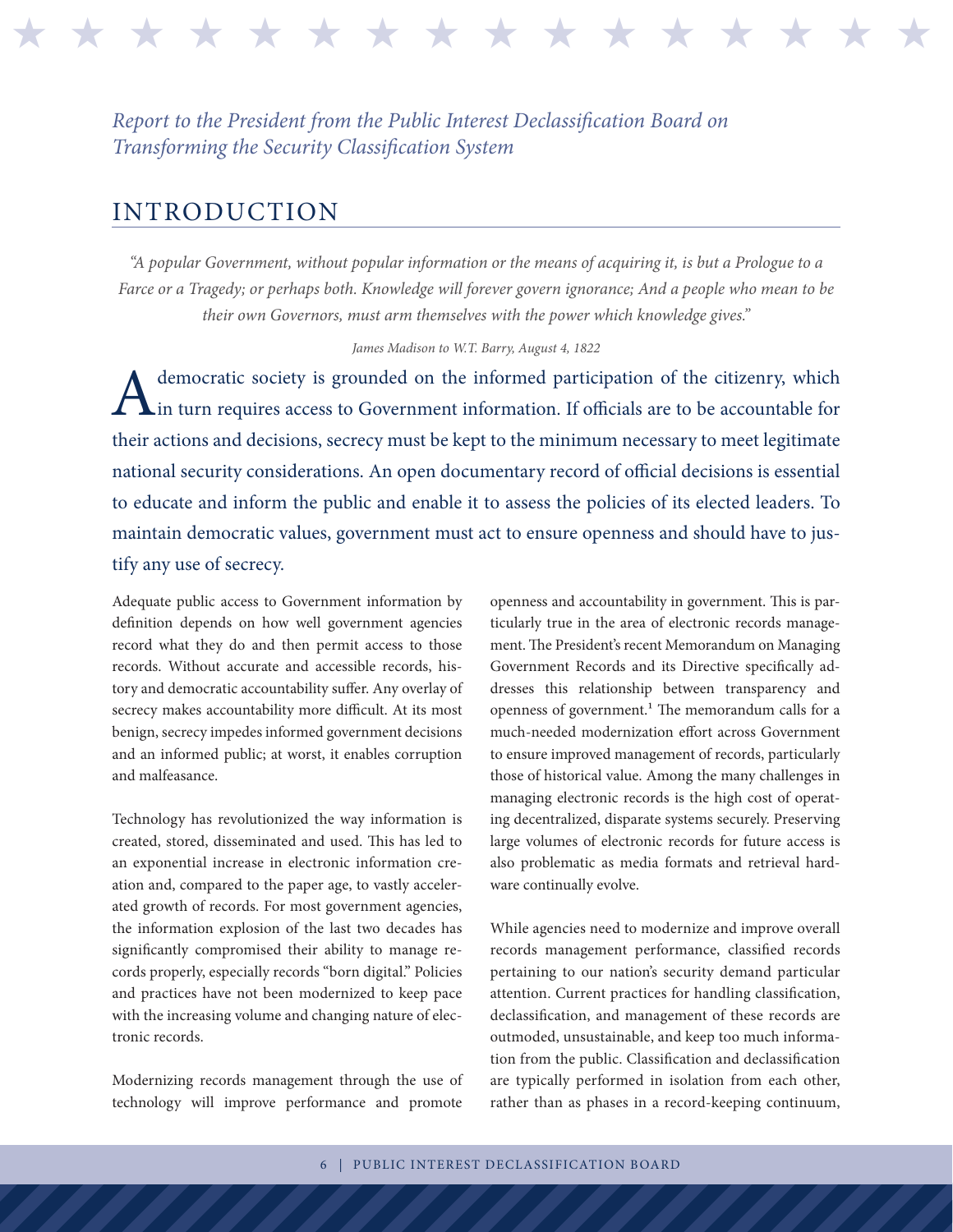*Report to the President from the Public Interest Declassification Board on Transforming the Security Classification System*

# INTRODUCTION

*"A popular Government, without popular information or the means of acquiring it, is but a Prologue to a Farce or a Tragedy; or perhaps both. Knowledge will forever govern ignorance; And a people who mean to be their own Governors, must arm themselves with the power which knowledge gives."*

*James Madison to W.T. Barry, August 4, 1822*

A democratic society is grounded on the informed participation of the citizenry, which in turn requires access to Government information. If officials are to be accountable for their actions and decisions, secrecy must be kept to the minimum necessary to meet legitimate national security considerations. An open documentary record of official decisions is essential to educate and inform the public and enable it to assess the policies of its elected leaders. To maintain democratic values, government must act to ensure openness and should have to justify any use of secrecy.

Adequate public access to Government information by definition depends on how well government agencies record what they do and then permit access to those records. Without accurate and accessible records, history and democratic accountability suffer. Any overlay of secrecy makes accountability more difficult. At its most benign, secrecy impedes informed government decisions and an informed public; at worst, it enables corruption and malfeasance.

Technology has revolutionized the way information is created, stored, disseminated and used. This has led to an exponential increase in electronic information creation and, compared to the paper age, to vastly accelerated growth of records. For most government agencies, the information explosion of the last two decades has significantly compromised their ability to manage records properly, especially records "born digital." Policies and practices have not been modernized to keep pace with the increasing volume and changing nature of electronic records.

Modernizing records management through the use of technology will improve performance and promote openness and accountability in government. This is particularly true in the area of electronic records management. The President's recent Memorandum on Managing Government Records and its Directive specifically addresses this relationship between transparency and openness of government.[1] The memorandum calls for a much-needed modernization effort across Government to ensure improved management of records, particularly those of historical value. Among the many challenges in managing electronic records is the high cost of operating decentralized, disparate systems securely. Preserving large volumes of electronic records for future access is also problematic as media formats and retrieval hardware continually evolve.

While agencies need to modernize and improve overall records management performance, classified records pertaining to our nation's security demand particular attention. Current practices for handling classification, declassification, and management of these records are outmoded, unsustainable, and keep too much information from the public. Classification and declassification are typically performed in isolation from each other, rather than as phases in a record-keeping continuum,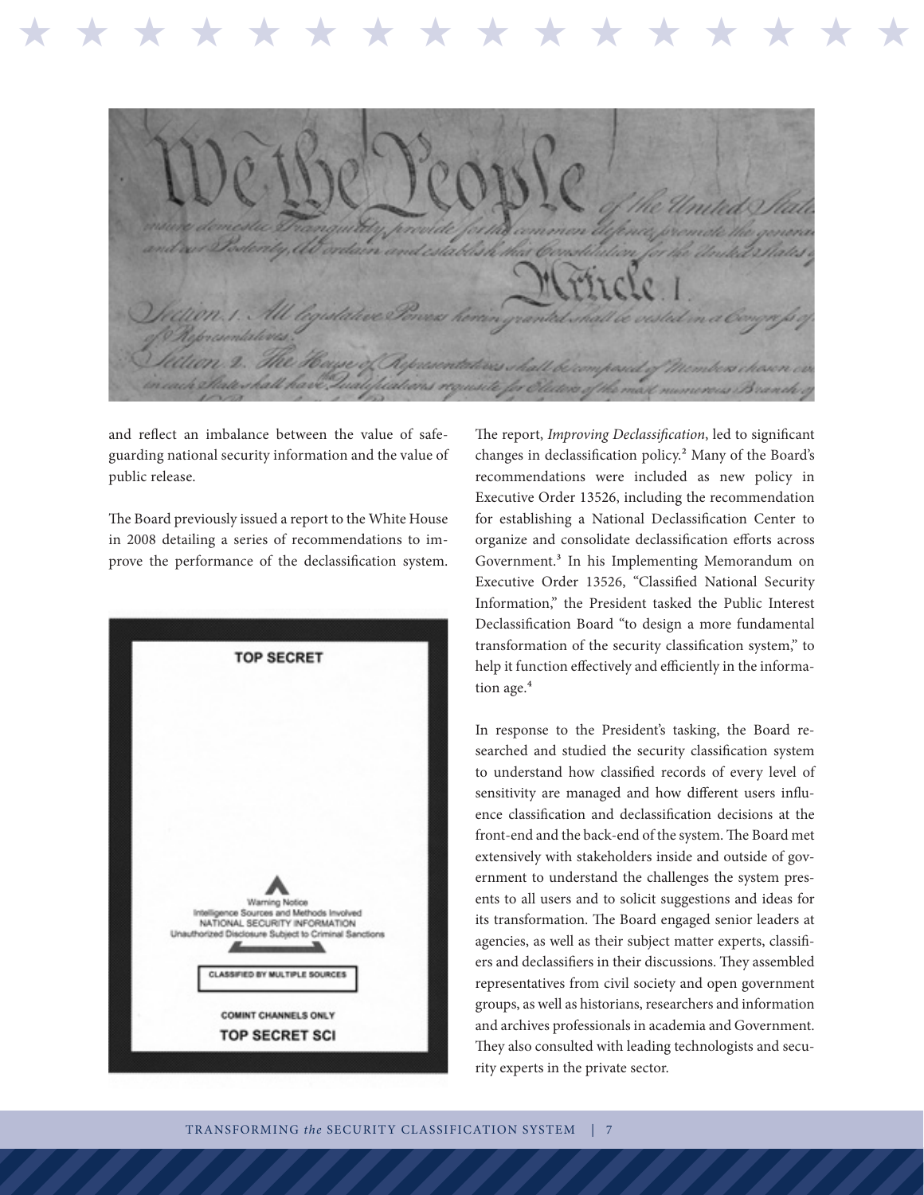and reflect an imbalance between the value of safeguarding national security information and the value of public release.

The Board previously issued a report to the White House in 2008 detailing a series of recommendations to improve the performance of the declassification system. The report, *Improving Declassification*, led to significant changes in declassification policy.[2] Many of the Board's recommendations were included as new policy in Executive Order 13526, including the recommendation for establishing a National Declassification Center to organize and consolidate declassification efforts across Government.[3] In his Implementing Memorandum on Executive Order 13526, "Classified National Security Information," the President tasked the Public Interest Declassification Board "to design a more fundamental transformation of the security classification system," to help it function effectively and efficiently in the information age.[4]

In response to the President's tasking, the Board researched and studied the security classification system to understand how classified records of every level of sensitivity are managed and how different users influence classification and declassification decisions at the front-end and the back-end of the system. The Board met extensively with stakeholders inside and outside of government to understand the challenges the system presents to all users and to solicit suggestions and ideas for its transformation. The Board engaged senior leaders at agencies, as well as their subject matter experts, classifiers and declassifiers in their discussions. They assembled representatives from civil society and open government groups, as well as historians, researchers and information and archives professionals in academia and Government. They also consulted with leading technologists and security experts in the private sector.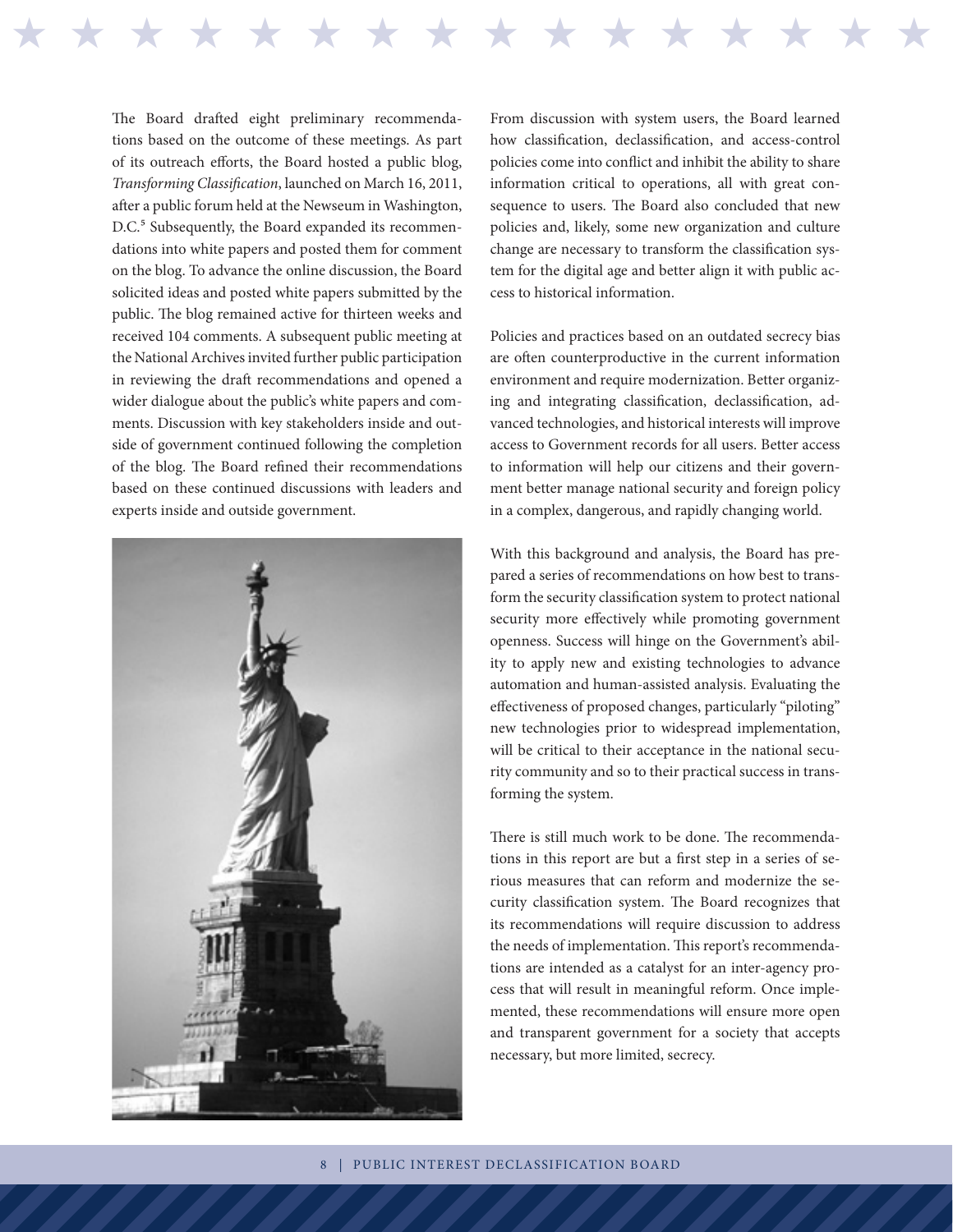The Board drafted eight preliminary recommendations based on the outcome of these meetings. As part of its outreach efforts, the Board hosted a public blog, *Transforming Classification*, launched on March 16, 2011, after a public forum held at the Newseum in Washington, D.C.[5] Subsequently, the Board expanded its recommendations into white papers and posted them for comment on the blog. To advance the online discussion, the Board solicited ideas and posted white papers submitted by the public. The blog remained active for thirteen weeks and received 104 comments. A subsequent public meeting at the National Archives invited further public participation in reviewing the draft recommendations and opened a wider dialogue about the public's white papers and comments. Discussion with key stakeholders inside and outside of government continued following the completion of the blog. The Board refined their recommendations based on these continued discussions with leaders and experts inside and outside government.

From discussion with system users, the Board learned how classification, declassification, and access-control policies come into conflict and inhibit the ability to share information critical to operations, all with great consequence to users. The Board also concluded that new policies and, likely, some new organization and culture change are necessary to transform the classification system for the digital age and better align it with public access to historical information.

Policies and practices based on an outdated secrecy bias are often counterproductive in the current information environment and require modernization. Better organizing and integrating classification, declassification, advanced technologies, and historical interests will improve access to Government records for all users. Better access to information will help our citizens and their government better manage national security and foreign policy in a complex, dangerous, and rapidly changing world.

With this background and analysis, the Board has prepared a series of recommendations on how best to transform the security classification system to protect national security more effectively while promoting government openness. Success will hinge on the Government's ability to apply new and existing technologies to advance automation and human-assisted analysis. Evaluating the effectiveness of proposed changes, particularly "piloting" new technologies prior to widespread implementation, will be critical to their acceptance in the national security community and so to their practical success in transforming the system.

There is still much work to be done. The recommendations in this report are but a first step in a series of serious measures that can reform and modernize the security classification system. The Board recognizes that its recommendations will require discussion to address the needs of implementation. This report's recommendations are intended as a catalyst for an inter-agency process that will result in meaningful reform. Once implemented, these recommendations will ensure more open and transparent government for a society that accepts necessary, but more limited, secrecy.